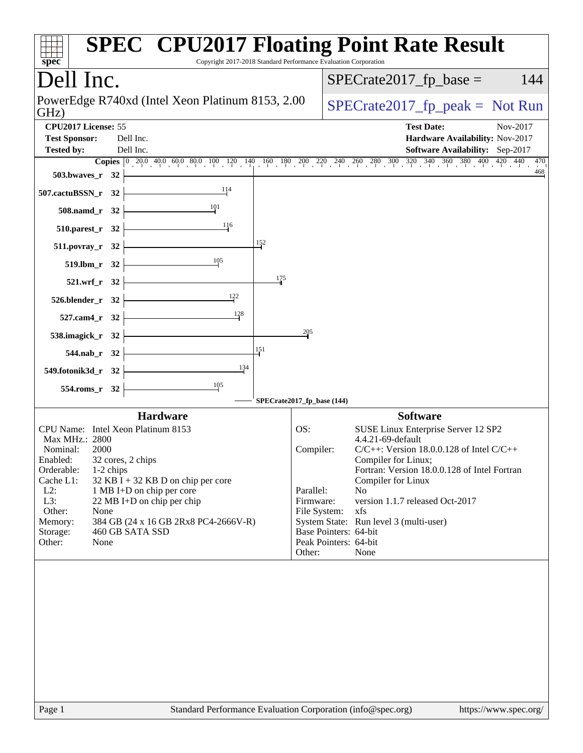# SPEC CPU2017 Floating Point Rate Result

Copyright 2017-2018 Standard Performance Evaluation Corporation

## Dell Inc.

PowerEdge R740xd (Intel Xeon Platinum 8153, 2.00 GHz)

SPECrate2017_fp_base = 144

SPECrate2017_fp_peak = Not Run

**CPU2017 License:** 55
**Test Sponsor:** Dell Inc.
**Tested by:** Dell Inc.

**Test Date:** Nov-2017
**Hardware Availability:** Nov-2017
**Software Availability:** Sep-2017

| Benchmark | Copies | Base Ratio |
|---|---|---|
| 503.bwaves_r | 32 | 468 |
| 507.cactuBSSN_r | 32 | 114 |
| 508.namd_r | 32 | 101 |
| 510.parest_r | 32 | 116 |
| 511.povray_r | 32 | 152 |
| 519.lbm_r | 32 | 105 |
| 521.wrf_r | 32 | 175 |
| 526.blender_r | 32 | 122 |
| 527.cam4_r | 32 | 128 |
| 538.imagick_r | 32 | 205 |
| 544.nab_r | 32 | 151 |
| 549.fotonik3d_r | 32 | 134 |
| 554.roms_r | 32 | 105 |

SPECrate2017_fp_base (144)

### Hardware

| | |
|---|---|
| CPU Name: | Intel Xeon Platinum 8153 |
| Max MHz.: | 2800 |
| Nominal: | 2000 |
| Enabled: | 32 cores, 2 chips |
| Orderable: | 1-2 chips |
| Cache L1: | 32 KB I + 32 KB D on chip per core |
| L2: | 1 MB I+D on chip per core |
| L3: | 22 MB I+D on chip per chip |
| Other: | None |
| Memory: | 384 GB (24 x 16 GB 2Rx8 PC4-2666V-R) |
| Storage: | 460 GB SATA SSD |
| Other: | None |

### Software

| | |
|---|---|
| OS: | SUSE Linux Enterprise Server 12 SP2 4.4.21-69-default |
| Compiler: | C/C++: Version 18.0.0.128 of Intel C/C++ Compiler for Linux; Fortran: Version 18.0.0.128 of Intel Fortran Compiler for Linux |
| Parallel: | No |
| Firmware: | version 1.1.7 released Oct-2017 |
| File System: | xfs |
| System State: | Run level 3 (multi-user) |
| Base Pointers: | 64-bit |
| Peak Pointers: | 64-bit |
| Other: | None |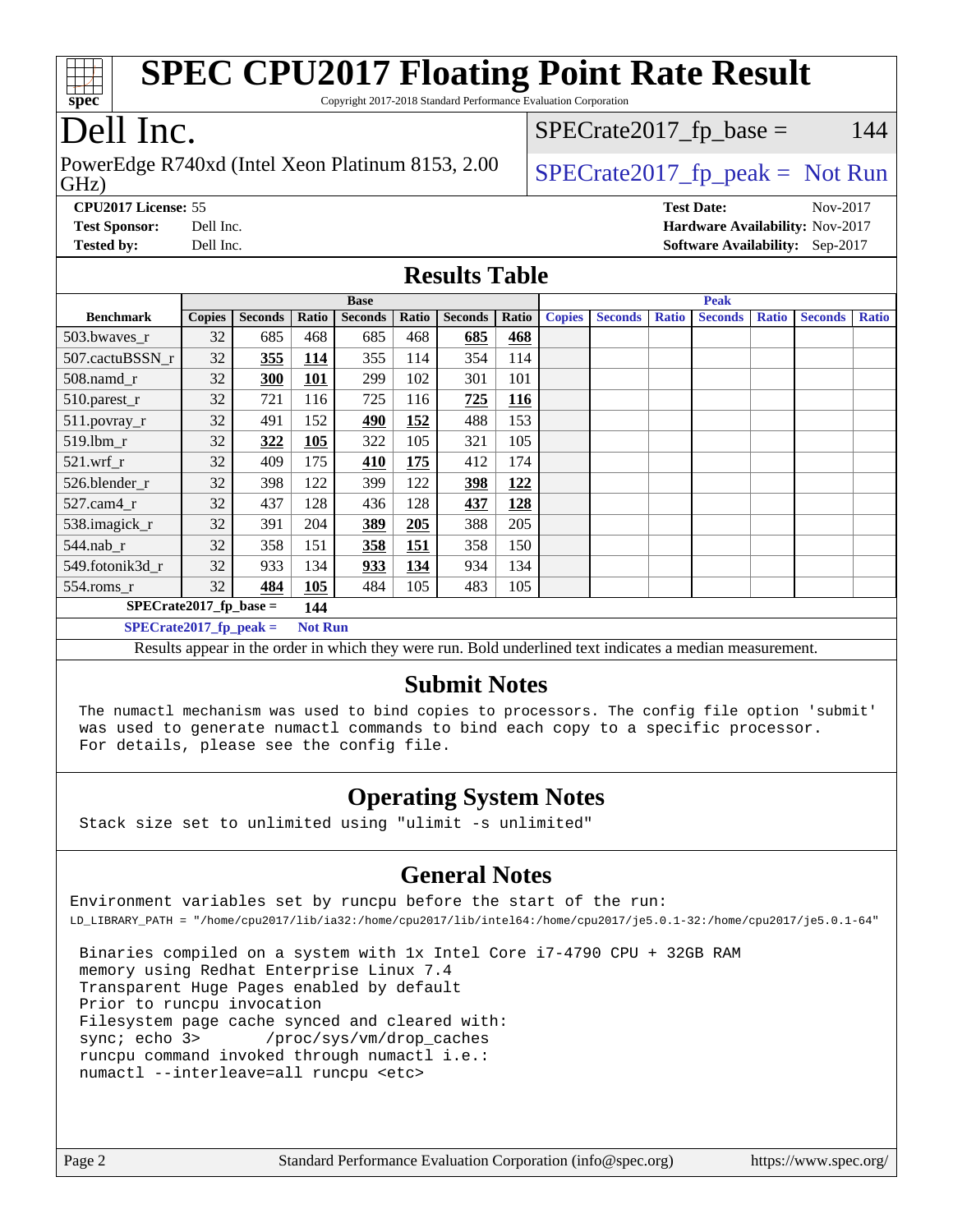# SPEC CPU2017 Floating Point Rate Result

Copyright 2017-2018 Standard Performance Evaluation Corporation

## Dell Inc.

PowerEdge R740xd (Intel Xeon Platinum 8153, 2.00 GHz)

SPECrate2017_fp_base = 144

SPECrate2017_fp_peak = Not Run

**CPU2017 License:** 55
**Test Sponsor:** Dell Inc.
**Tested by:** Dell Inc.

**Test Date:** Nov-2017
**Hardware Availability:** Nov-2017
**Software Availability:** Sep-2017

## Results Table

| | Base | | | | | | | Peak | | | | | | |
|---|---|---|---|---|---|---|---|---|---|---|---|---|---|---|
| **Benchmark** | **Copies** | **Seconds** | **Ratio** | **Seconds** | **Ratio** | **Seconds** | **Ratio** | **Copies** | **Seconds** | **Ratio** | **Seconds** | **Ratio** | **Seconds** | **Ratio** |
| 503.bwaves_r | 32 | 685 | 468 | 685 | 468 | **685** | **468** | | | | | | | |
| 507.cactuBSSN_r | 32 | **355** | **114** | 355 | 114 | 354 | 114 | | | | | | | |
| 508.namd_r | 32 | **300** | **101** | 299 | 102 | 301 | 101 | | | | | | | |
| 510.parest_r | 32 | 721 | 116 | 725 | 116 | **725** | **116** | | | | | | | |
| 511.povray_r | 32 | 491 | 152 | **490** | **152** | 488 | 153 | | | | | | | |
| 519.lbm_r | 32 | **322** | **105** | 322 | 105 | 321 | 105 | | | | | | | |
| 521.wrf_r | 32 | 409 | 175 | **410** | **175** | 412 | 174 | | | | | | | |
| 526.blender_r | 32 | 398 | 122 | 399 | 122 | **398** | **122** | | | | | | | |
| 527.cam4_r | 32 | 437 | 128 | 436 | 128 | **437** | **128** | | | | | | | |
| 538.imagick_r | 32 | 391 | 204 | **389** | **205** | 388 | 205 | | | | | | | |
| 544.nab_r | 32 | 358 | 151 | **358** | **151** | 358 | 150 | | | | | | | |
| 549.fotonik3d_r | 32 | 933 | 134 | **933** | **134** | 934 | 134 | | | | | | | |
| 554.roms_r | 32 | **484** | **105** | 484 | 105 | 483 | 105 | | | | | | | |

**SPECrate2017_fp_base = 144**

**SPECrate2017_fp_peak = Not Run**

Results appear in the order in which they were run. Bold underlined text indicates a median measurement.

## Submit Notes

```
The numactl mechanism was used to bind copies to processors. The config file option 'submit'
was used to generate numactl commands to bind each copy to a specific processor.
For details, please see the config file.
```

## Operating System Notes

```
Stack size set to unlimited using "ulimit -s unlimited"
```

## General Notes

```
Environment variables set by runcpu before the start of the run:
LD_LIBRARY_PATH = "/home/cpu2017/lib/ia32:/home/cpu2017/lib/intel64:/home/cpu2017/je5.0.1-32:/home/cpu2017/je5.0.1-64"

 Binaries compiled on a system with 1x Intel Core i7-4790 CPU + 32GB RAM
 memory using Redhat Enterprise Linux 7.4
 Transparent Huge Pages enabled by default
 Prior to runcpu invocation
 Filesystem page cache synced and cleared with:
 sync; echo 3>       /proc/sys/vm/drop_caches
 runcpu command invoked through numactl i.e.:
 numactl --interleave=all runcpu <etc>
```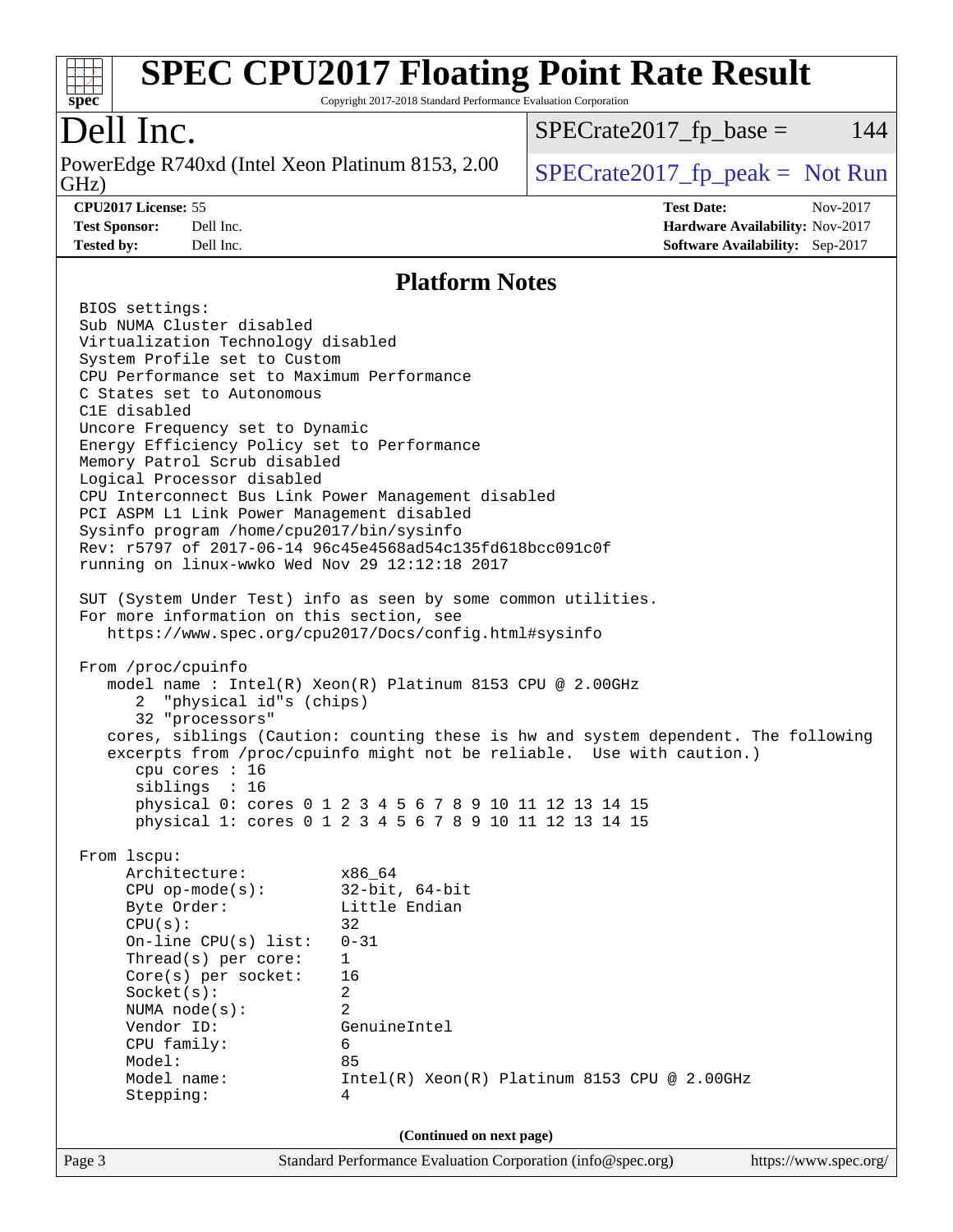# SPEC CPU2017 Floating Point Rate Result

Copyright 2017-2018 Standard Performance Evaluation Corporation

## Dell Inc.

PowerEdge R740xd (Intel Xeon Platinum 8153, 2.00 GHz)

SPECrate2017_fp_base = 144

SPECrate2017_fp_peak = Not Run

**CPU2017 License:** 55
**Test Sponsor:** Dell Inc.
**Tested by:** Dell Inc.

**Test Date:** Nov-2017
**Hardware Availability:** Nov-2017
**Software Availability:** Sep-2017

## Platform Notes

```
BIOS settings:
Sub NUMA Cluster disabled
Virtualization Technology disabled
System Profile set to Custom
CPU Performance set to Maximum Performance
C States set to Autonomous
C1E disabled
Uncore Frequency set to Dynamic
Energy Efficiency Policy set to Performance
Memory Patrol Scrub disabled
Logical Processor disabled
CPU Interconnect Bus Link Power Management disabled
PCI ASPM L1 Link Power Management disabled
Sysinfo program /home/cpu2017/bin/sysinfo
Rev: r5797 of 2017-06-14 96c45e4568ad54c135fd618bcc091c0f
running on linux-wwko Wed Nov 29 12:12:18 2017

SUT (System Under Test) info as seen by some common utilities.
For more information on this section, see
   https://www.spec.org/cpu2017/Docs/config.html#sysinfo

From /proc/cpuinfo
   model name : Intel(R) Xeon(R) Platinum 8153 CPU @ 2.00GHz
      2  "physical id"s (chips)
      32 "processors"
   cores, siblings (Caution: counting these is hw and system dependent. The following
   excerpts from /proc/cpuinfo might not be reliable.  Use with caution.)
      cpu cores : 16
      siblings  : 16
      physical 0: cores 0 1 2 3 4 5 6 7 8 9 10 11 12 13 14 15
      physical 1: cores 0 1 2 3 4 5 6 7 8 9 10 11 12 13 14 15

From lscpu:
     Architecture:          x86_64
     CPU op-mode(s):        32-bit, 64-bit
     Byte Order:            Little Endian
     CPU(s):                32
     On-line CPU(s) list:   0-31
     Thread(s) per core:    1
     Core(s) per socket:    16
     Socket(s):             2
     NUMA node(s):          2
     Vendor ID:             GenuineIntel
     CPU family:            6
     Model:                 85
     Model name:            Intel(R) Xeon(R) Platinum 8153 CPU @ 2.00GHz
     Stepping:              4
```

(Continued on next page)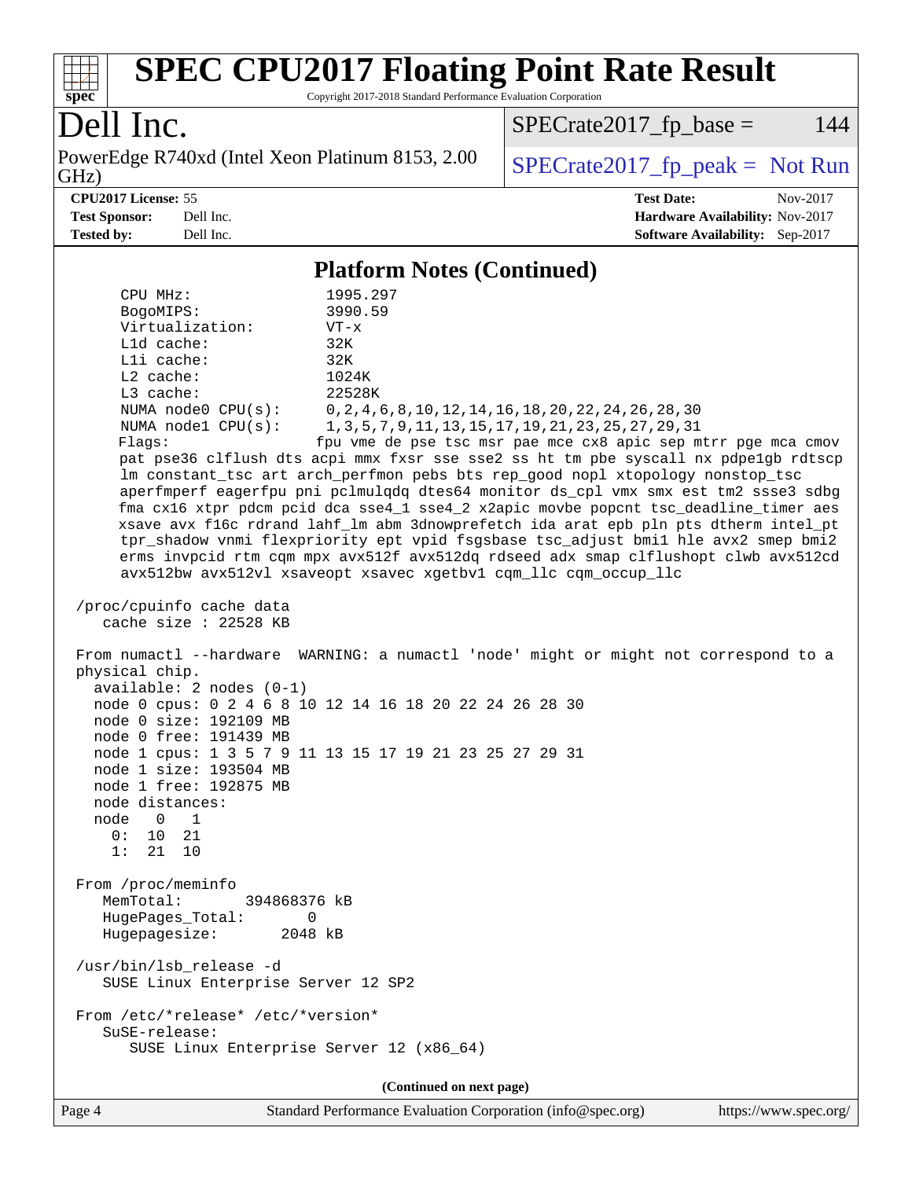## Platform Notes (Continued)

```
     CPU MHz:               1995.297
     BogoMIPS:              3990.59
     Virtualization:        VT-x
     L1d cache:             32K
     L1i cache:             32K
     L2 cache:              1024K
     L3 cache:              22528K
     NUMA node0 CPU(s):     0,2,4,6,8,10,12,14,16,18,20,22,24,26,28,30
     NUMA node1 CPU(s):     1,3,5,7,9,11,13,15,17,19,21,23,25,27,29,31
     Flags:                 fpu vme de pse tsc msr pae mce cx8 apic sep mtrr pge mca cmov
     pat pse36 clflush dts acpi mmx fxsr sse sse2 ss ht tm pbe syscall nx pdpe1gb rdtscp
     lm constant_tsc art arch_perfmon pebs bts rep_good nopl xtopology nonstop_tsc
     aperfmperf eagerfpu pni pclmulqdq dtes64 monitor ds_cpl vmx smx est tm2 ssse3 sdbg
     fma cx16 xtpr pdcm pcid dca sse4_1 sse4_2 x2apic movbe popcnt tsc_deadline_timer aes
     xsave avx f16c rdrand lahf_lm abm 3dnowprefetch ida arat epb pln pts dtherm intel_pt
     tpr_shadow vnmi flexpriority ept vpid fsgsbase tsc_adjust bmi1 hle avx2 smep bmi2
     erms invpcid rtm cqm mpx avx512f avx512dq rdseed adx smap clflushopt clwb avx512cd
     avx512bw avx512vl xsaveopt xsavec xgetbv1 cqm_llc cqm_occup_llc

 /proc/cpuinfo cache data
    cache size : 22528 KB

 From numactl --hardware  WARNING: a numactl 'node' might or might not correspond to a
 physical chip.
   available: 2 nodes (0-1)
   node 0 cpus: 0 2 4 6 8 10 12 14 16 18 20 22 24 26 28 30
   node 0 size: 192109 MB
   node 0 free: 191439 MB
   node 1 cpus: 1 3 5 7 9 11 13 15 17 19 21 23 25 27 29 31
   node 1 size: 193504 MB
   node 1 free: 192875 MB
   node distances:
   node   0   1
     0:  10  21
     1:  21  10

 From /proc/meminfo
    MemTotal:       394868376 kB
    HugePages_Total:       0
    Hugepagesize:       2048 kB

 /usr/bin/lsb_release -d
    SUSE Linux Enterprise Server 12 SP2

 From /etc/*release* /etc/*version*
    SuSE-release:
       SUSE Linux Enterprise Server 12 (x86_64)
```

**(Continued on next page)**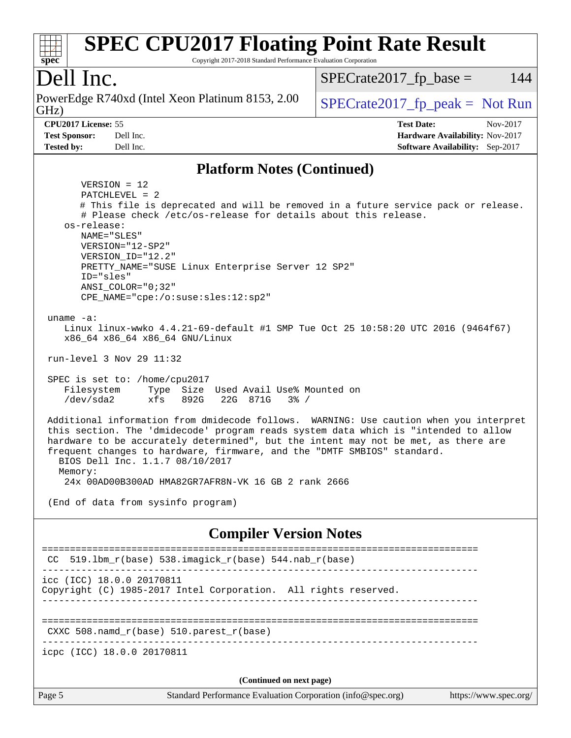## Platform Notes (Continued)

```
      VERSION = 12
      PATCHLEVEL = 2
      # This file is deprecated and will be removed in a future service pack or release.
      # Please check /etc/os-release for details about this release.
   os-release:
      NAME="SLES"
      VERSION="12-SP2"
      VERSION_ID="12.2"
      PRETTY_NAME="SUSE Linux Enterprise Server 12 SP2"
      ID="sles"
      ANSI_COLOR="0;32"
      CPE_NAME="cpe:/o:suse:sles:12:sp2"

 uname -a:
    Linux linux-wwko 4.4.21-69-default #1 SMP Tue Oct 25 10:58:20 UTC 2016 (9464f67)
    x86_64 x86_64 x86_64 GNU/Linux

 run-level 3 Nov 29 11:32

 SPEC is set to: /home/cpu2017
    Filesystem     Type  Size  Used Avail Use% Mounted on
    /dev/sda2      xfs   892G   22G  871G   3% /

 Additional information from dmidecode follows.  WARNING: Use caution when you interpret
 this section. The 'dmidecode' program reads system data which is "intended to allow
 hardware to be accurately determined", but the intent may not be met, as there are
 frequent changes to hardware, firmware, and the "DMTF SMBIOS" standard.
   BIOS Dell Inc. 1.1.7 08/10/2017
   Memory:
    24x 00AD00B300AD HMA82GR7AFR8N-VK 16 GB 2 rank 2666

 (End of data from sysinfo program)
```

## Compiler Version Notes

```
==============================================================================
 CC  519.lbm_r(base) 538.imagick_r(base) 544.nab_r(base)
------------------------------------------------------------------------------
icc (ICC) 18.0.0 20170811
Copyright (C) 1985-2017 Intel Corporation.  All rights reserved.
------------------------------------------------------------------------------

==============================================================================
 CXXC 508.namd_r(base) 510.parest_r(base)
------------------------------------------------------------------------------
icpc (ICC) 18.0.0 20170811
```

(Continued on next page)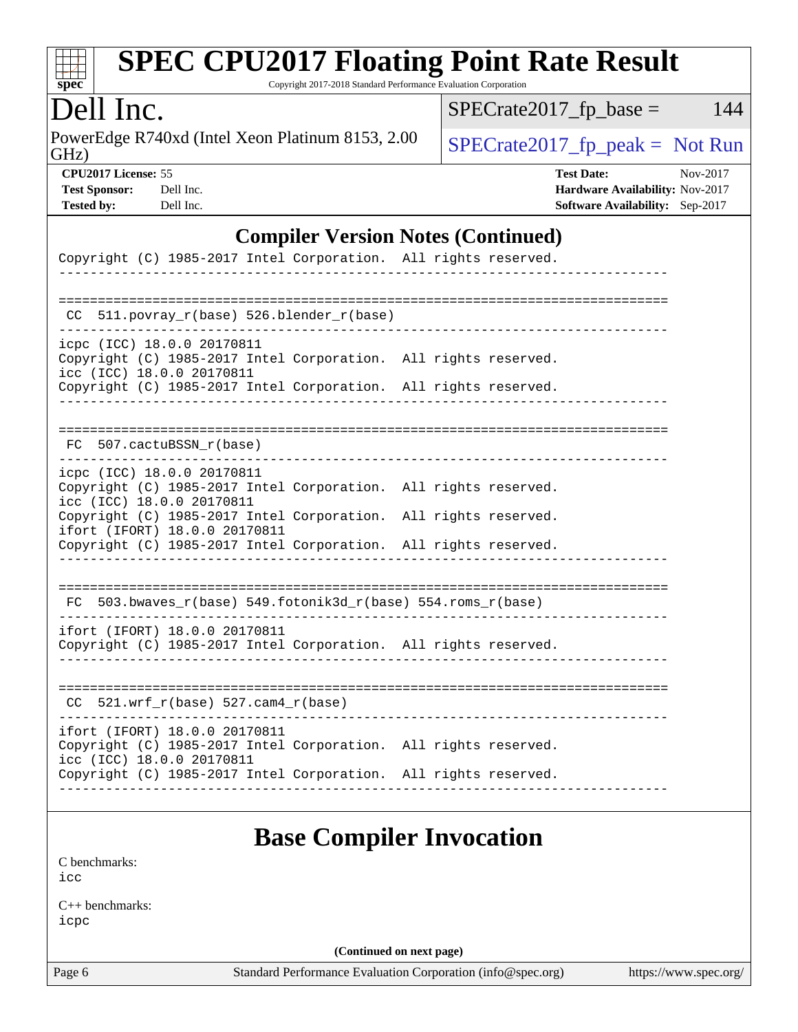## Compiler Version Notes (Continued)

```
Copyright (C) 1985-2017 Intel Corporation.  All rights reserved.
------------------------------------------------------------------------------

==============================================================================
 CC  511.povray_r(base) 526.blender_r(base)
------------------------------------------------------------------------------
icpc (ICC) 18.0.0 20170811
Copyright (C) 1985-2017 Intel Corporation.  All rights reserved.
icc (ICC) 18.0.0 20170811
Copyright (C) 1985-2017 Intel Corporation.  All rights reserved.
------------------------------------------------------------------------------

==============================================================================
 FC  507.cactuBSSN_r(base)
------------------------------------------------------------------------------
icpc (ICC) 18.0.0 20170811
Copyright (C) 1985-2017 Intel Corporation.  All rights reserved.
icc (ICC) 18.0.0 20170811
Copyright (C) 1985-2017 Intel Corporation.  All rights reserved.
ifort (IFORT) 18.0.0 20170811
Copyright (C) 1985-2017 Intel Corporation.  All rights reserved.
------------------------------------------------------------------------------

==============================================================================
 FC  503.bwaves_r(base) 549.fotonik3d_r(base) 554.roms_r(base)
------------------------------------------------------------------------------
ifort (IFORT) 18.0.0 20170811
Copyright (C) 1985-2017 Intel Corporation.  All rights reserved.
------------------------------------------------------------------------------

==============================================================================
 CC  521.wrf_r(base) 527.cam4_r(base)
------------------------------------------------------------------------------
ifort (IFORT) 18.0.0 20170811
Copyright (C) 1985-2017 Intel Corporation.  All rights reserved.
icc (ICC) 18.0.0 20170811
Copyright (C) 1985-2017 Intel Corporation.  All rights reserved.
------------------------------------------------------------------------------
```

## Base Compiler Invocation

C benchmarks:
icc

C++ benchmarks:
icpc

**(Continued on next page)**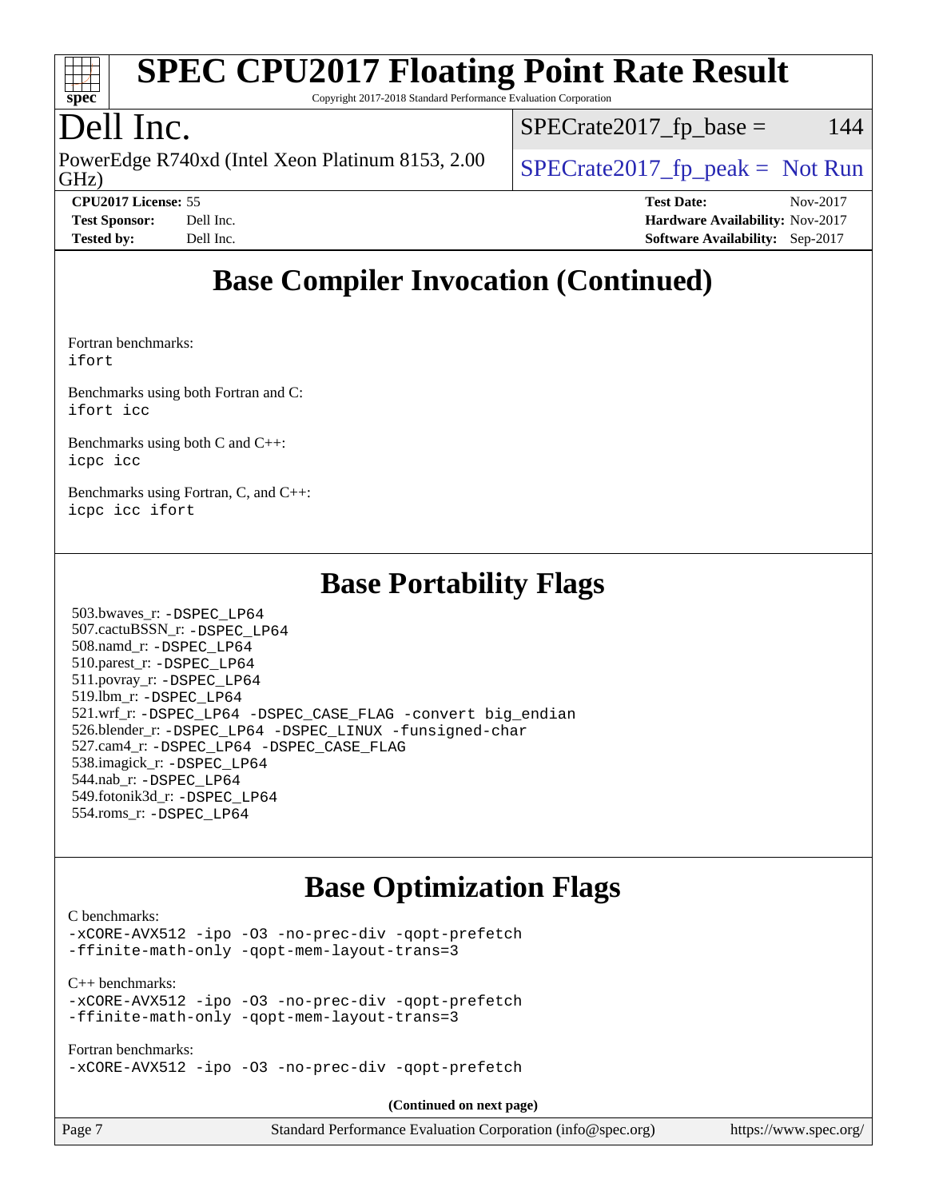# Base Compiler Invocation (Continued)

Fortran benchmarks:
```
ifort
```

Benchmarks using both Fortran and C:
```
ifort icc
```

Benchmarks using both C and C++:
```
icpc icc
```

Benchmarks using Fortran, C, and C++:
```
icpc icc ifort
```

# Base Portability Flags

503.bwaves_r: `-DSPEC_LP64`
507.cactuBSSN_r: `-DSPEC_LP64`
508.namd_r: `-DSPEC_LP64`
510.parest_r: `-DSPEC_LP64`
511.povray_r: `-DSPEC_LP64`
519.lbm_r: `-DSPEC_LP64`
521.wrf_r: `-DSPEC_LP64 -DSPEC_CASE_FLAG -convert big_endian`
526.blender_r: `-DSPEC_LP64 -DSPEC_LINUX -funsigned-char`
527.cam4_r: `-DSPEC_LP64 -DSPEC_CASE_FLAG`
538.imagick_r: `-DSPEC_LP64`
544.nab_r: `-DSPEC_LP64`
549.fotonik3d_r: `-DSPEC_LP64`
554.roms_r: `-DSPEC_LP64`

# Base Optimization Flags

C benchmarks:
```
-xCORE-AVX512 -ipo -O3 -no-prec-div -qopt-prefetch
-ffinite-math-only -qopt-mem-layout-trans=3
```

C++ benchmarks:
```
-xCORE-AVX512 -ipo -O3 -no-prec-div -qopt-prefetch
-ffinite-math-only -qopt-mem-layout-trans=3
```

Fortran benchmarks:
```
-xCORE-AVX512 -ipo -O3 -no-prec-div -qopt-prefetch
```

**(Continued on next page)**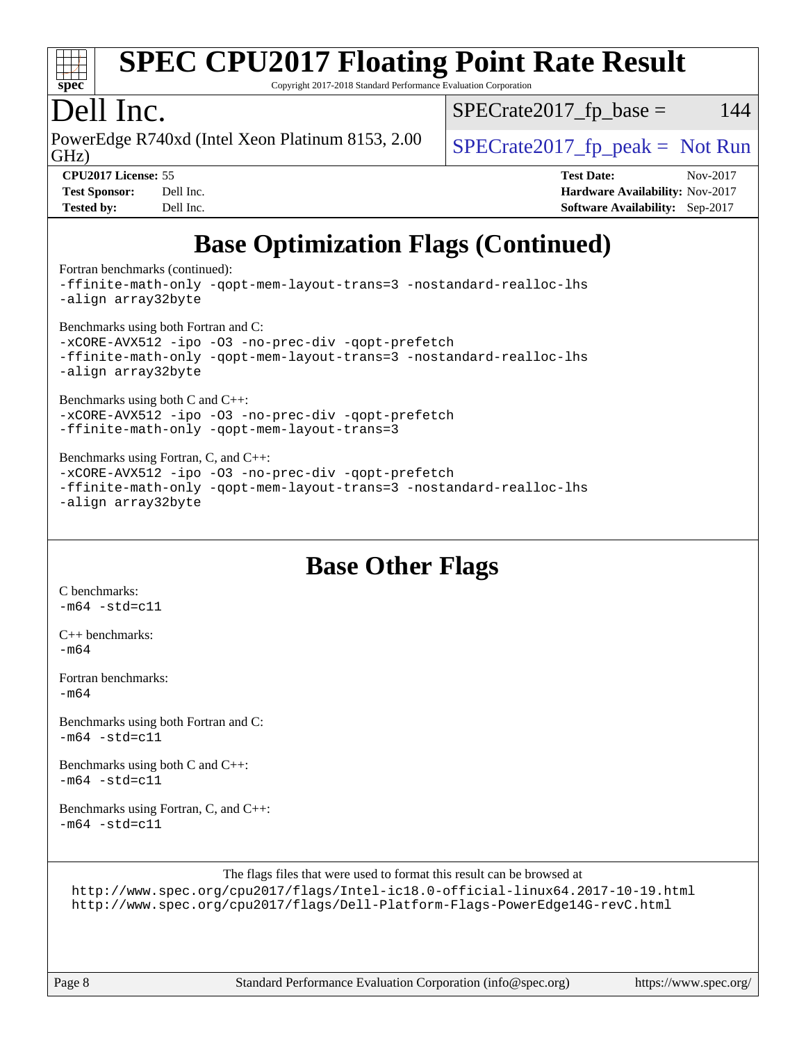## Base Optimization Flags (Continued)

Fortran benchmarks (continued):
```
-ffinite-math-only -qopt-mem-layout-trans=3 -nostandard-realloc-lhs
-align array32byte
```

Benchmarks using both Fortran and C:
```
-xCORE-AVX512 -ipo -O3 -no-prec-div -qopt-prefetch
-ffinite-math-only -qopt-mem-layout-trans=3 -nostandard-realloc-lhs
-align array32byte
```

Benchmarks using both C and C++:
```
-xCORE-AVX512 -ipo -O3 -no-prec-div -qopt-prefetch
-ffinite-math-only -qopt-mem-layout-trans=3
```

Benchmarks using Fortran, C, and C++:
```
-xCORE-AVX512 -ipo -O3 -no-prec-div -qopt-prefetch
-ffinite-math-only -qopt-mem-layout-trans=3 -nostandard-realloc-lhs
-align array32byte
```

## Base Other Flags

C benchmarks:
```
-m64 -std=c11
```

C++ benchmarks:
```
-m64
```

Fortran benchmarks:
```
-m64
```

Benchmarks using both Fortran and C:
```
-m64 -std=c11
```

Benchmarks using both C and C++:
```
-m64 -std=c11
```

Benchmarks using Fortran, C, and C++:
```
-m64 -std=c11
```

The flags files that were used to format this result can be browsed at

http://www.spec.org/cpu2017/flags/Intel-ic18.0-official-linux64.2017-10-19.html
http://www.spec.org/cpu2017/flags/Dell-Platform-Flags-PowerEdge14G-revC.html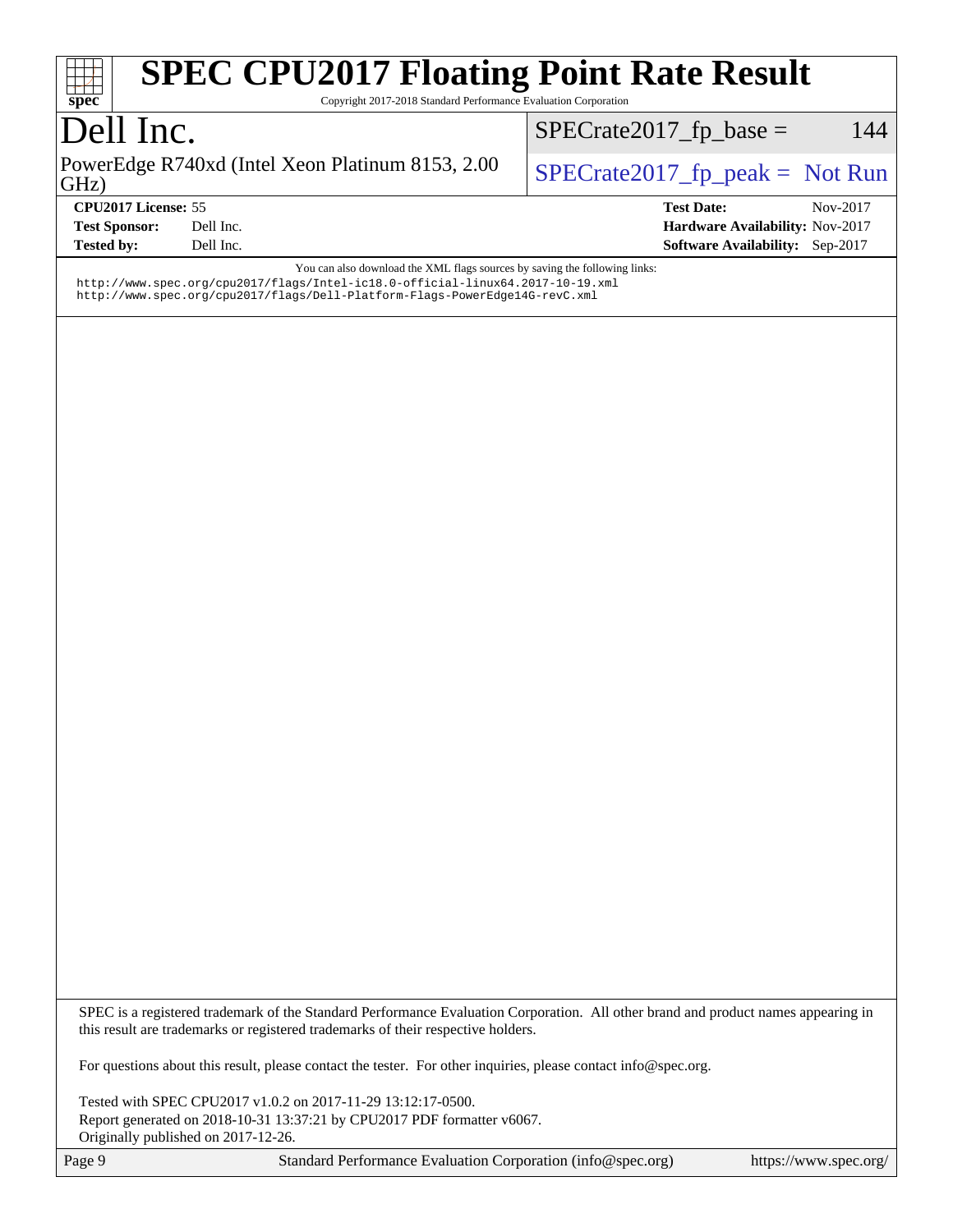# SPEC CPU2017 Floating Point Rate Result

Copyright 2017-2018 Standard Performance Evaluation Corporation

# Dell Inc.

PowerEdge R740xd (Intel Xeon Platinum 8153, 2.00 GHz)

SPECrate2017_fp_base = 144

SPECrate2017_fp_peak = Not Run

**CPU2017 License:** 55
**Test Sponsor:** Dell Inc.
**Tested by:** Dell Inc.

**Test Date:** Nov-2017
**Hardware Availability:** Nov-2017
**Software Availability:** Sep-2017

You can also download the XML flags sources by saving the following links:

```
http://www.spec.org/cpu2017/flags/Intel-ic18.0-official-linux64.2017-10-19.xml
http://www.spec.org/cpu2017/flags/Dell-Platform-Flags-PowerEdge14G-revC.xml
```

SPEC is a registered trademark of the Standard Performance Evaluation Corporation. All other brand and product names appearing in this result are trademarks or registered trademarks of their respective holders.

For questions about this result, please contact the tester. For other inquiries, please contact info@spec.org.

Tested with SPEC CPU2017 v1.0.2 on 2017-11-29 13:12:17-0500.
Report generated on 2018-10-31 13:37:21 by CPU2017 PDF formatter v6067.
Originally published on 2017-12-26.